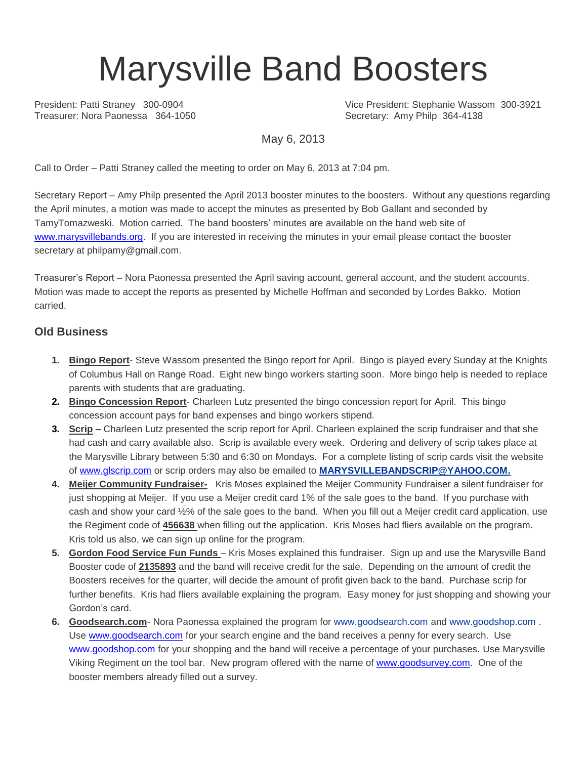# Marysville Band Boosters

President: Patti Straney 300-0904
Treasurer: Nora Paonessa 364-1050

Vice President: Stephanie Wassom 300-3921
Secretary: Amy Philp 364-4138

May 6, 2013

Call to Order – Patti Straney called the meeting to order on May 6, 2013 at 7:04 pm.

Secretary Report – Amy Philp presented the April 2013 booster minutes to the boosters. Without any questions regarding the April minutes, a motion was made to accept the minutes as presented by Bob Gallant and seconded by TamyTomazweski. Motion carried. The band boosters' minutes are available on the band web site of www.marysvillebands.org. If you are interested in receiving the minutes in your email please contact the booster secretary at philpamy@gmail.com.

Treasurer's Report – Nora Paonessa presented the April saving account, general account, and the student accounts. Motion was made to accept the reports as presented by Michelle Hoffman and seconded by Lordes Bakko. Motion carried.

### Old Business

1. **Bingo Report**- Steve Wassom presented the Bingo report for April. Bingo is played every Sunday at the Knights of Columbus Hall on Range Road. Eight new bingo workers starting soon. More bingo help is needed to replace parents with students that are graduating.
2. **Bingo Concession Report**- Charleen Lutz presented the bingo concession report for April. This bingo concession account pays for band expenses and bingo workers stipend.
3. **Scrip –** Charleen Lutz presented the scrip report for April. Charleen explained the scrip fundraiser and that she had cash and carry available also. Scrip is available every week. Ordering and delivery of scrip takes place at the Marysville Library between 5:30 and 6:30 on Mondays. For a complete listing of scrip cards visit the website of www.glscrip.com or scrip orders may also be emailed to **MARYSVILLEBANDSCRIP@YAHOO.COM.**
4. **Meijer Community Fundraiser-** Kris Moses explained the Meijer Community Fundraiser a silent fundraiser for just shopping at Meijer. If you use a Meijer credit card 1% of the sale goes to the band. If you purchase with cash and show your card ½% of the sale goes to the band. When you fill out a Meijer credit card application, use the Regiment code of **456638** when filling out the application. Kris Moses had fliers available on the program. Kris told us also, we can sign up online for the program.
5. **Gordon Food Service Fun Funds** – Kris Moses explained this fundraiser. Sign up and use the Marysville Band Booster code of **2135893** and the band will receive credit for the sale. Depending on the amount of credit the Boosters receives for the quarter, will decide the amount of profit given back to the band. Purchase scrip for further benefits. Kris had fliers available explaining the program. Easy money for just shopping and showing your Gordon's card.
6. **Goodsearch.com**- Nora Paonessa explained the program for www.goodsearch.com and www.goodshop.com . Use www.goodsearch.com for your search engine and the band receives a penny for every search. Use www.goodshop.com for your shopping and the band will receive a percentage of your purchases. Use Marysville Viking Regiment on the tool bar. New program offered with the name of www.goodsurvey.com. One of the booster members already filled out a survey.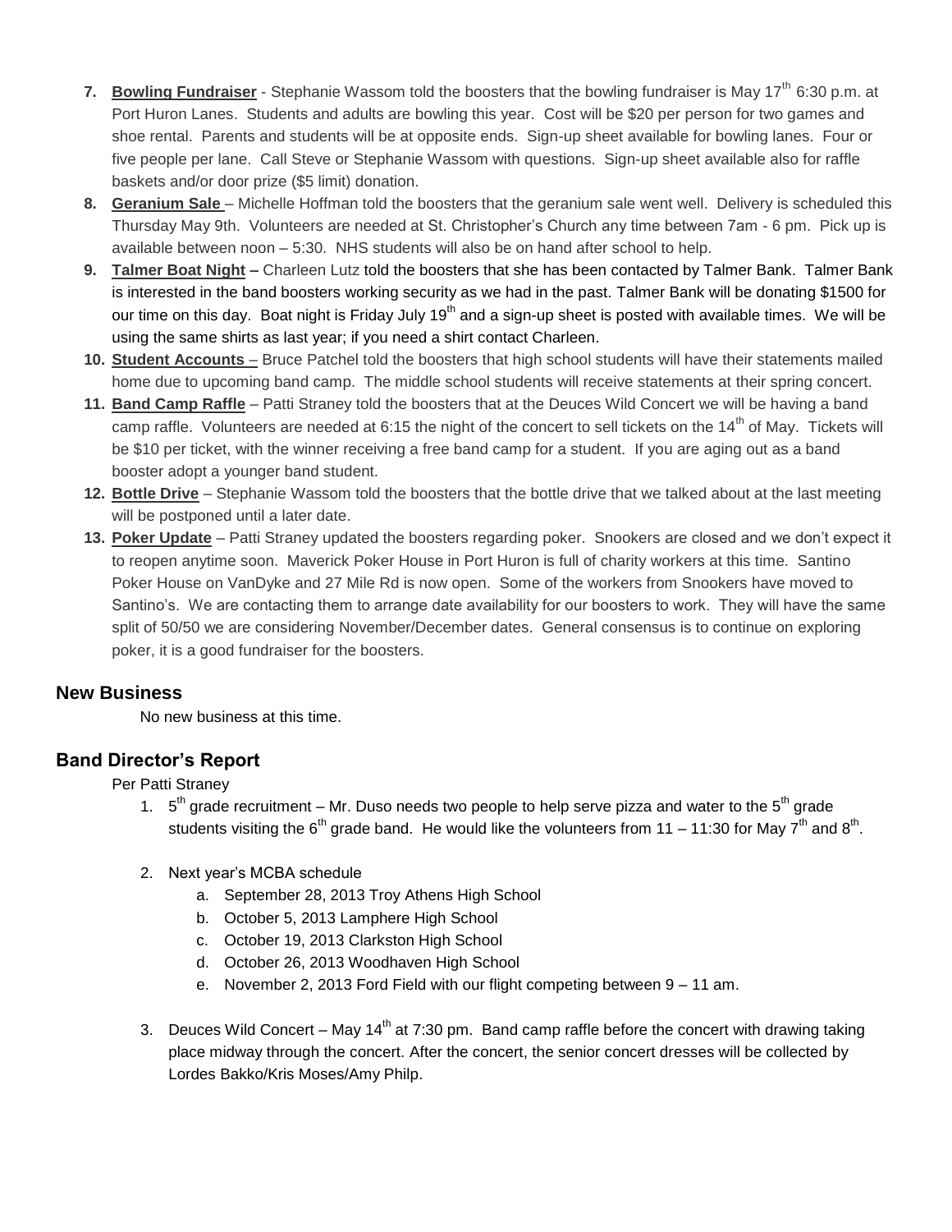7. **Bowling Fundraiser** - Stephanie Wassom told the boosters that the bowling fundraiser is May 17th 6:30 p.m. at Port Huron Lanes. Students and adults are bowling this year. Cost will be $20 per person for two games and shoe rental. Parents and students will be at opposite ends. Sign-up sheet available for bowling lanes. Four or five people per lane. Call Steve or Stephanie Wassom with questions. Sign-up sheet available also for raffle baskets and/or door prize ($5 limit) donation.
8. **Geranium Sale** – Michelle Hoffman told the boosters that the geranium sale went well. Delivery is scheduled this Thursday May 9th. Volunteers are needed at St. Christopher's Church any time between 7am - 6 pm. Pick up is available between noon – 5:30. NHS students will also be on hand after school to help.
9. **Talmer Boat Night** – Charleen Lutz told the boosters that she has been contacted by Talmer Bank. Talmer Bank is interested in the band boosters working security as we had in the past. Talmer Bank will be donating $1500 for our time on this day. Boat night is Friday July 19th and a sign-up sheet is posted with available times. We will be using the same shirts as last year; if you need a shirt contact Charleen.
10. **Student Accounts** – Bruce Patchel told the boosters that high school students will have their statements mailed home due to upcoming band camp. The middle school students will receive statements at their spring concert.
11. **Band Camp Raffle** – Patti Straney told the boosters that at the Deuces Wild Concert we will be having a band camp raffle. Volunteers are needed at 6:15 the night of the concert to sell tickets on the 14th of May. Tickets will be $10 per ticket, with the winner receiving a free band camp for a student. If you are aging out as a band booster adopt a younger band student.
12. **Bottle Drive** – Stephanie Wassom told the boosters that the bottle drive that we talked about at the last meeting will be postponed until a later date.
13. **Poker Update** – Patti Straney updated the boosters regarding poker. Snookers are closed and we don't expect it to reopen anytime soon. Maverick Poker House in Port Huron is full of charity workers at this time. Santino Poker House on VanDyke and 27 Mile Rd is now open. Some of the workers from Snookers have moved to Santino's. We are contacting them to arrange date availability for our boosters to work. They will have the same split of 50/50 we are considering November/December dates. General consensus is to continue on exploring poker, it is a good fundraiser for the boosters.

## New Business

No new business at this time.

## Band Director's Report

Per Patti Straney

1. 5th grade recruitment – Mr. Duso needs two people to help serve pizza and water to the 5th grade students visiting the 6th grade band. He would like the volunteers from 11 – 11:30 for May 7th and 8th.
2. Next year's MCBA schedule
   a. September 28, 2013 Troy Athens High School
   b. October 5, 2013 Lamphere High School
   c. October 19, 2013 Clarkston High School
   d. October 26, 2013 Woodhaven High School
   e. November 2, 2013 Ford Field with our flight competing between 9 – 11 am.
3. Deuces Wild Concert – May 14th at 7:30 pm. Band camp raffle before the concert with drawing taking place midway through the concert. After the concert, the senior concert dresses will be collected by Lordes Bakko/Kris Moses/Amy Philp.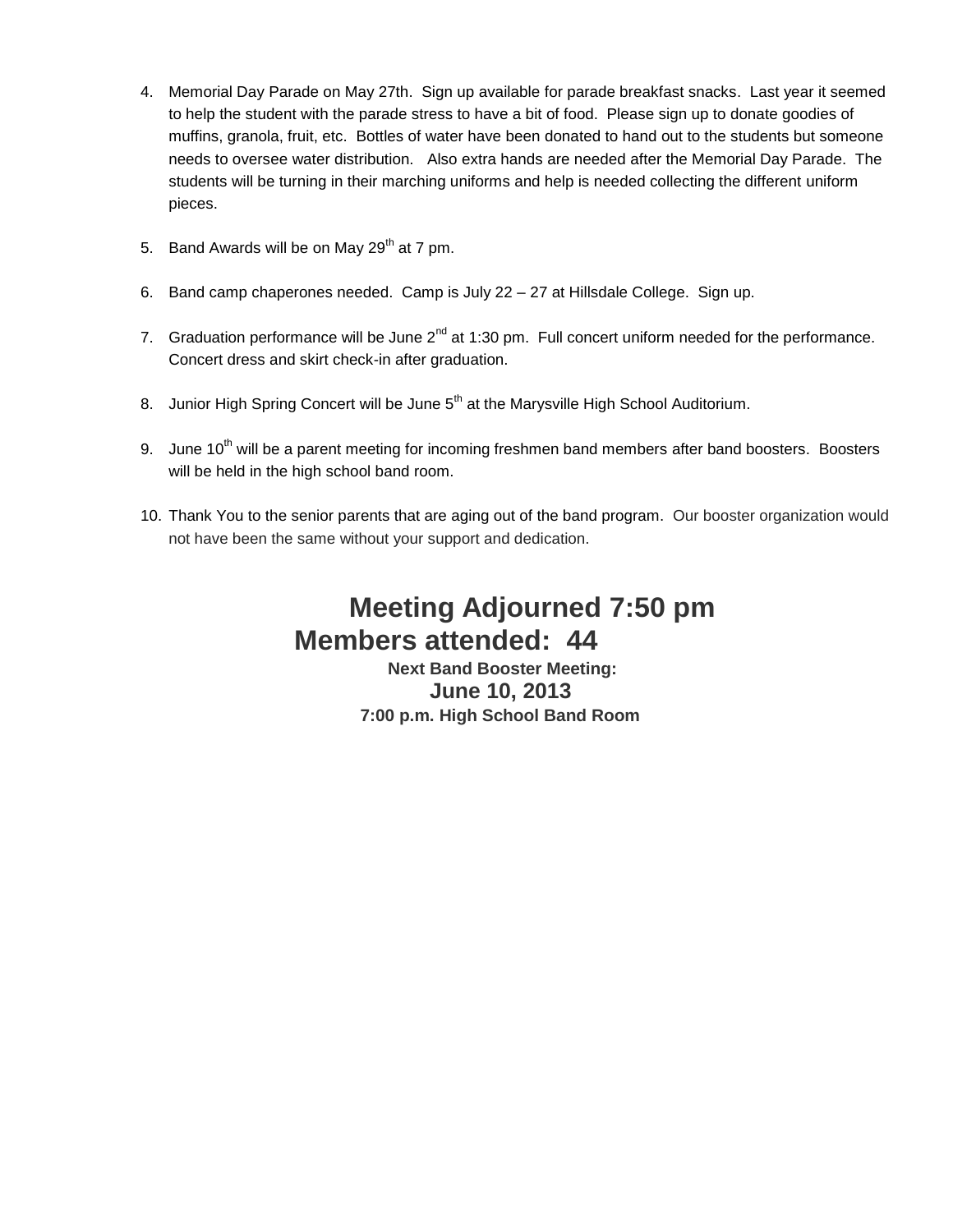4. Memorial Day Parade on May 27th. Sign up available for parade breakfast snacks. Last year it seemed to help the student with the parade stress to have a bit of food. Please sign up to donate goodies of muffins, granola, fruit, etc. Bottles of water have been donated to hand out to the students but someone needs to oversee water distribution. Also extra hands are needed after the Memorial Day Parade. The students will be turning in their marching uniforms and help is needed collecting the different uniform pieces.

5. Band Awards will be on May 29th at 7 pm.

6. Band camp chaperones needed. Camp is July 22 – 27 at Hillsdale College. Sign up.

7. Graduation performance will be June 2nd at 1:30 pm. Full concert uniform needed for the performance. Concert dress and skirt check-in after graduation.

8. Junior High Spring Concert will be June 5th at the Marysville High School Auditorium.

9. June 10th will be a parent meeting for incoming freshmen band members after band boosters. Boosters will be held in the high school band room.

10. Thank You to the senior parents that are aging out of the band program. Our booster organization would not have been the same without your support and dedication.

## Meeting Adjourned 7:50 pm

## Members attended: 44

**Next Band Booster Meeting:**

**June 10, 2013**

**7:00 p.m. High School Band Room**